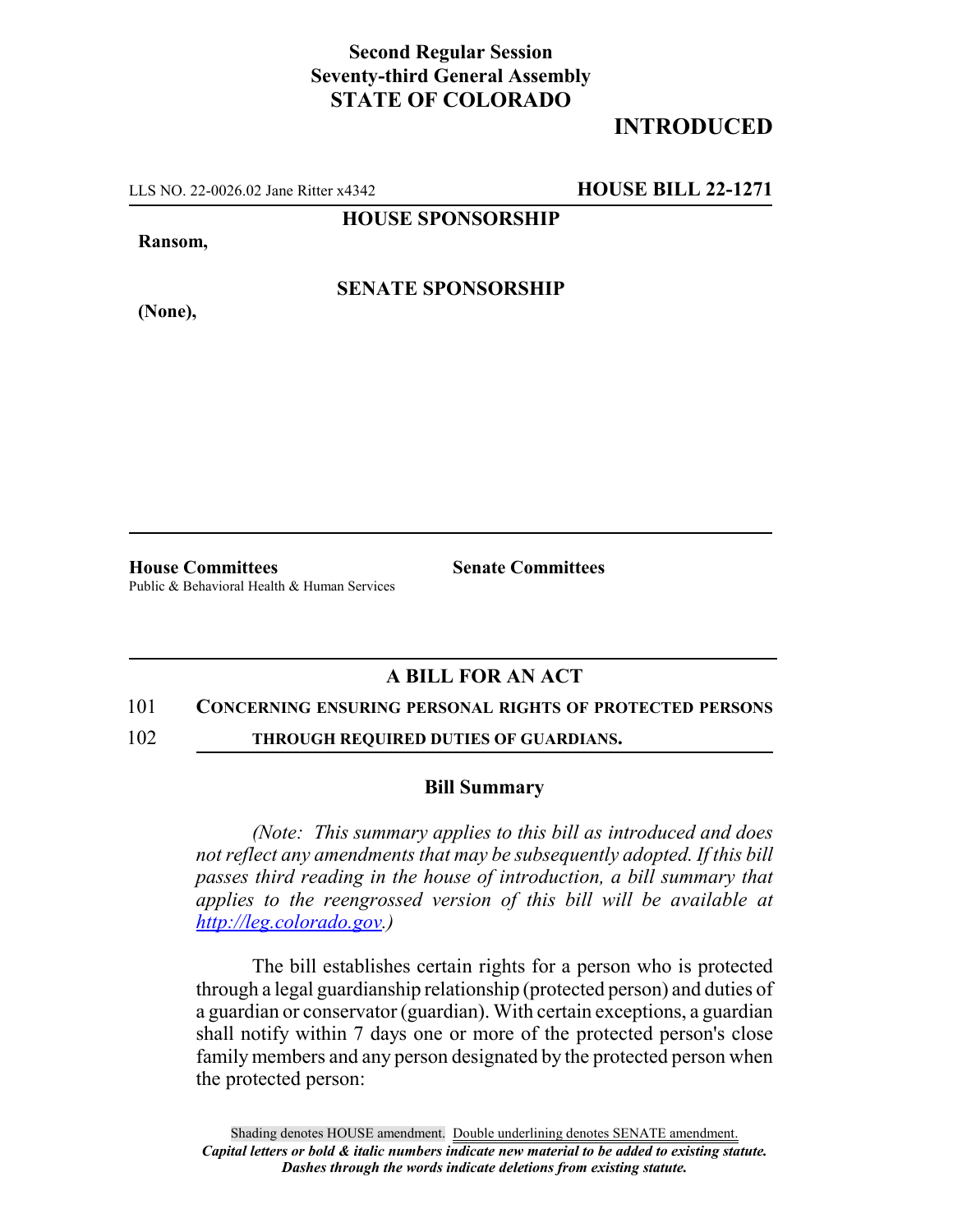**Second Regular Session**
**Seventy-third General Assembly**
**STATE OF COLORADO**

# INTRODUCTED

LLS NO. 22-0026.02 Jane Ritter x4342 **HOUSE BILL 22-1271**

**HOUSE SPONSORSHIP**

**Ransom,**

**SENATE SPONSORSHIP**

**(None),**

**House Committees**
Public & Behavioral Health & Human Services

**Senate Committees**

## A BILL FOR AN ACT

101 **CONCERNING ENSURING PERSONAL RIGHTS OF PROTECTED PERSONS**
102 **THROUGH REQUIRED DUTIES OF GUARDIANS.**

### Bill Summary

*(Note: This summary applies to this bill as introduced and does not reflect any amendments that may be subsequently adopted. If this bill passes third reading in the house of introduction, a bill summary that applies to the reengrossed version of this bill will be available at http://leg.colorado.gov.)*

The bill establishes certain rights for a person who is protected through a legal guardianship relationship (protected person) and duties of a guardian or conservator (guardian). With certain exceptions, a guardian shall notify within 7 days one or more of the protected person's close family members and any person designated by the protected person when the protected person:

Shading denotes HOUSE amendment. Double underlining denotes SENATE amendment.
*Capital letters or bold & italic numbers indicate new material to be added to existing statute.*
*Dashes through the words indicate deletions from existing statute.*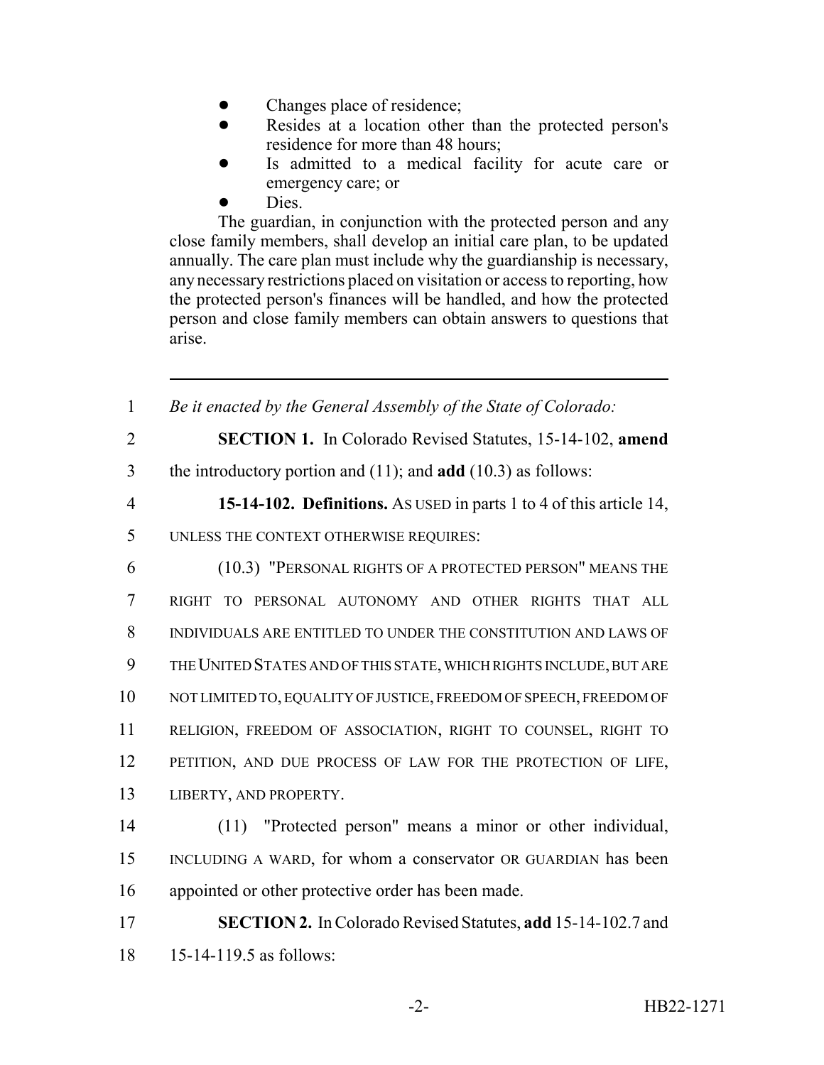- Changes place of residence;
- Resides at a location other than the protected person's residence for more than 48 hours;
- Is admitted to a medical facility for acute care or emergency care; or
- Dies.

The guardian, in conjunction with the protected person and any close family members, shall develop an initial care plan, to be updated annually. The care plan must include why the guardianship is necessary, any necessary restrictions placed on visitation or access to reporting, how the protected person's finances will be handled, and how the protected person and close family members can obtain answers to questions that arise.

---

1 *Be it enacted by the General Assembly of the State of Colorado:*

2 **SECTION 1.** In Colorado Revised Statutes, 15-14-102, **amend**
3 the introductory portion and (11); and **add** (10.3) as follows:

4 **15-14-102. Definitions.** AS USED in parts 1 to 4 of this article 14,
5 UNLESS THE CONTEXT OTHERWISE REQUIRES:

6 (10.3) "PERSONAL RIGHTS OF A PROTECTED PERSON" MEANS THE
7 RIGHT TO PERSONAL AUTONOMY AND OTHER RIGHTS THAT ALL
8 INDIVIDUALS ARE ENTITLED TO UNDER THE CONSTITUTION AND LAWS OF
9 THE UNITED STATES AND OF THIS STATE, WHICH RIGHTS INCLUDE, BUT ARE
10 NOT LIMITED TO, EQUALITY OF JUSTICE, FREEDOM OF SPEECH, FREEDOM OF
11 RELIGION, FREEDOM OF ASSOCIATION, RIGHT TO COUNSEL, RIGHT TO
12 PETITION, AND DUE PROCESS OF LAW FOR THE PROTECTION OF LIFE,
13 LIBERTY, AND PROPERTY.

14 (11) "Protected person" means a minor or other individual,
15 INCLUDING A WARD, for whom a conservator OR GUARDIAN has been
16 appointed or other protective order has been made.

17 **SECTION 2.** In Colorado Revised Statutes, **add** 15-14-102.7 and
18 15-14-119.5 as follows: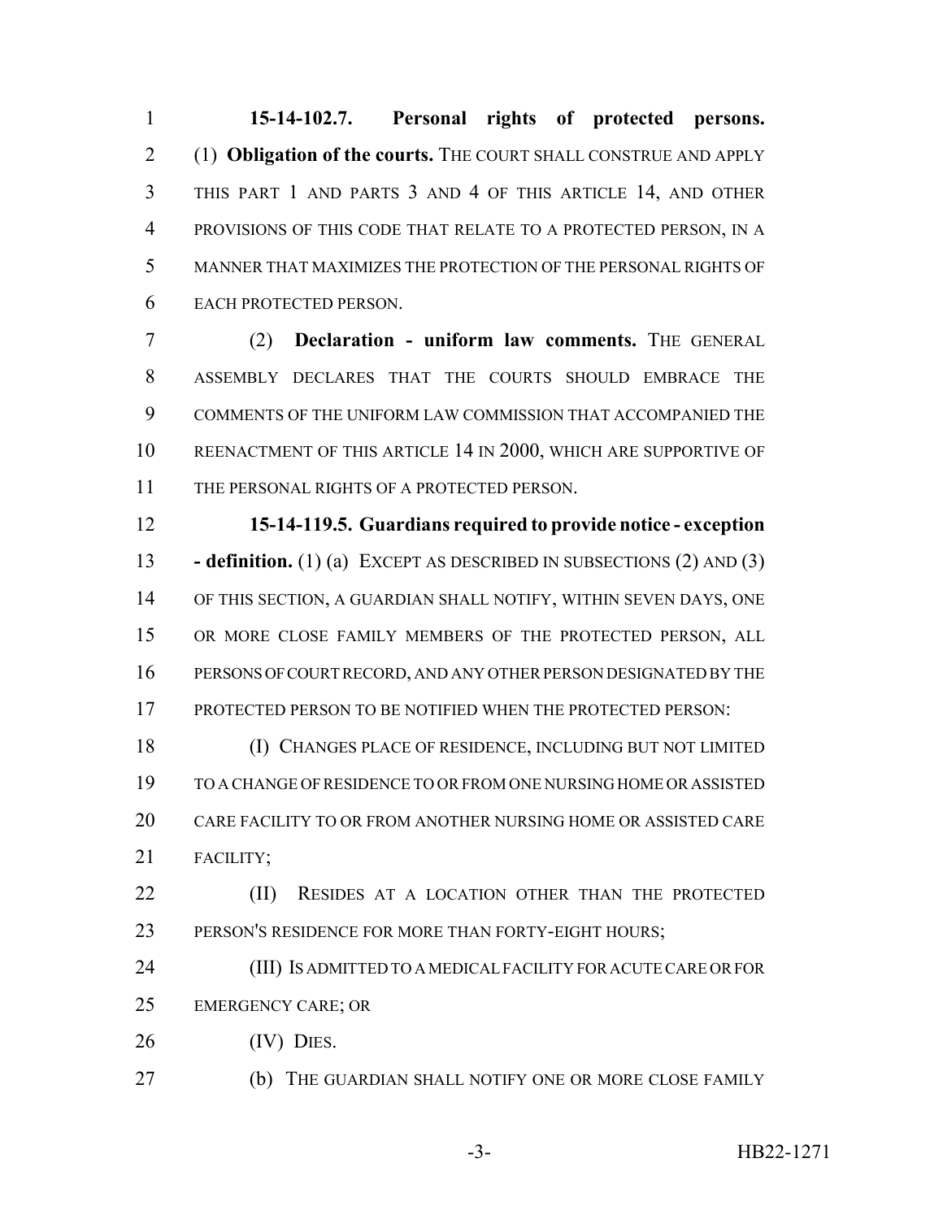**15-14-102.7. Personal rights of protected persons.** (1) **Obligation of the courts.** THE COURT SHALL CONSTRUE AND APPLY THIS PART 1 AND PARTS 3 AND 4 OF THIS ARTICLE 14, AND OTHER PROVISIONS OF THIS CODE THAT RELATE TO A PROTECTED PERSON, IN A MANNER THAT MAXIMIZES THE PROTECTION OF THE PERSONAL RIGHTS OF EACH PROTECTED PERSON.

(2) **Declaration - uniform law comments.** THE GENERAL ASSEMBLY DECLARES THAT THE COURTS SHOULD EMBRACE THE COMMENTS OF THE UNIFORM LAW COMMISSION THAT ACCOMPANIED THE REENACTMENT OF THIS ARTICLE 14 IN 2000, WHICH ARE SUPPORTIVE OF THE PERSONAL RIGHTS OF A PROTECTED PERSON.

**15-14-119.5. Guardians required to provide notice - exception - definition.** (1) (a) EXCEPT AS DESCRIBED IN SUBSECTIONS (2) AND (3) OF THIS SECTION, A GUARDIAN SHALL NOTIFY, WITHIN SEVEN DAYS, ONE OR MORE CLOSE FAMILY MEMBERS OF THE PROTECTED PERSON, ALL PERSONS OF COURT RECORD, AND ANY OTHER PERSON DESIGNATED BY THE PROTECTED PERSON TO BE NOTIFIED WHEN THE PROTECTED PERSON:

(I) CHANGES PLACE OF RESIDENCE, INCLUDING BUT NOT LIMITED TO A CHANGE OF RESIDENCE TO OR FROM ONE NURSING HOME OR ASSISTED CARE FACILITY TO OR FROM ANOTHER NURSING HOME OR ASSISTED CARE FACILITY;

(II) RESIDES AT A LOCATION OTHER THAN THE PROTECTED PERSON'S RESIDENCE FOR MORE THAN FORTY-EIGHT HOURS;

(III) IS ADMITTED TO A MEDICAL FACILITY FOR ACUTE CARE OR FOR EMERGENCY CARE; OR

(IV) DIES.

(b) THE GUARDIAN SHALL NOTIFY ONE OR MORE CLOSE FAMILY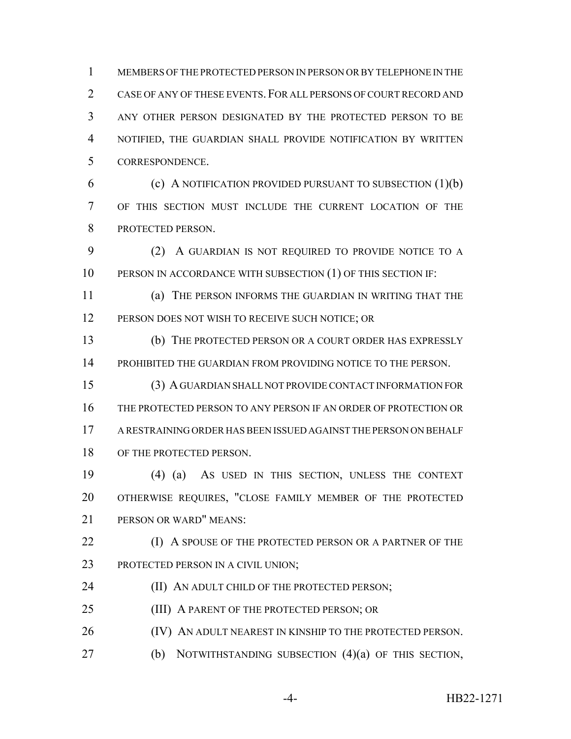MEMBERS OF THE PROTECTED PERSON IN PERSON OR BY TELEPHONE IN THE CASE OF ANY OF THESE EVENTS. FOR ALL PERSONS OF COURT RECORD AND ANY OTHER PERSON DESIGNATED BY THE PROTECTED PERSON TO BE NOTIFIED, THE GUARDIAN SHALL PROVIDE NOTIFICATION BY WRITTEN CORRESPONDENCE.

(c) A NOTIFICATION PROVIDED PURSUANT TO SUBSECTION (1)(b) OF THIS SECTION MUST INCLUDE THE CURRENT LOCATION OF THE PROTECTED PERSON.

(2) A GUARDIAN IS NOT REQUIRED TO PROVIDE NOTICE TO A PERSON IN ACCORDANCE WITH SUBSECTION (1) OF THIS SECTION IF:

(a) THE PERSON INFORMS THE GUARDIAN IN WRITING THAT THE PERSON DOES NOT WISH TO RECEIVE SUCH NOTICE; OR

(b) THE PROTECTED PERSON OR A COURT ORDER HAS EXPRESSLY PROHIBITED THE GUARDIAN FROM PROVIDING NOTICE TO THE PERSON.

(3) A GUARDIAN SHALL NOT PROVIDE CONTACT INFORMATION FOR THE PROTECTED PERSON TO ANY PERSON IF AN ORDER OF PROTECTION OR A RESTRAINING ORDER HAS BEEN ISSUED AGAINST THE PERSON ON BEHALF OF THE PROTECTED PERSON.

(4) (a) AS USED IN THIS SECTION, UNLESS THE CONTEXT OTHERWISE REQUIRES, "CLOSE FAMILY MEMBER OF THE PROTECTED PERSON OR WARD" MEANS:

(I) A SPOUSE OF THE PROTECTED PERSON OR A PARTNER OF THE PROTECTED PERSON IN A CIVIL UNION;

(II) AN ADULT CHILD OF THE PROTECTED PERSON;

(III) A PARENT OF THE PROTECTED PERSON; OR

(IV) AN ADULT NEAREST IN KINSHIP TO THE PROTECTED PERSON.

(b) NOTWITHSTANDING SUBSECTION (4)(a) OF THIS SECTION,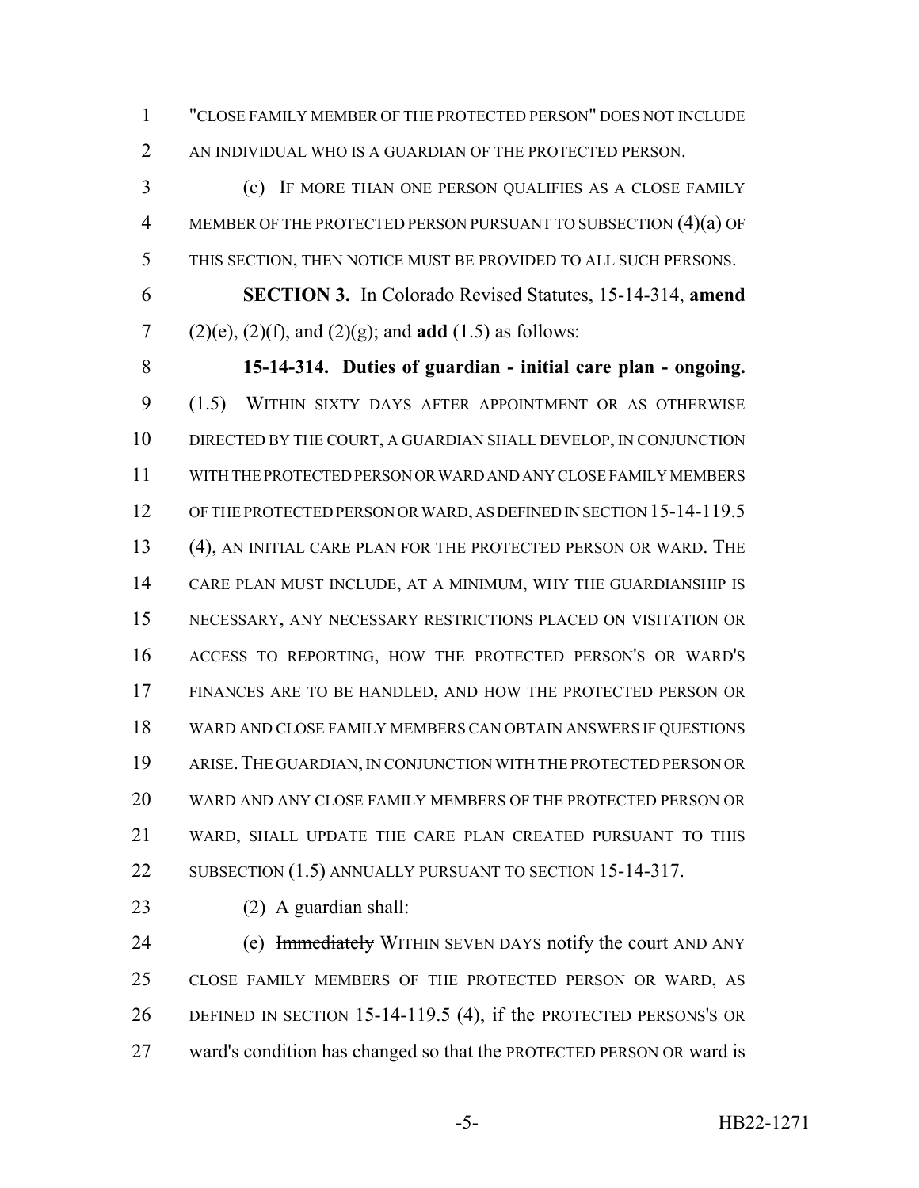"CLOSE FAMILY MEMBER OF THE PROTECTED PERSON" DOES NOT INCLUDE AN INDIVIDUAL WHO IS A GUARDIAN OF THE PROTECTED PERSON.

(c) IF MORE THAN ONE PERSON QUALIFIES AS A CLOSE FAMILY MEMBER OF THE PROTECTED PERSON PURSUANT TO SUBSECTION (4)(a) OF THIS SECTION, THEN NOTICE MUST BE PROVIDED TO ALL SUCH PERSONS.

**SECTION 3.** In Colorado Revised Statutes, 15-14-314, **amend** (2)(e), (2)(f), and (2)(g); and **add** (1.5) as follows:

**15-14-314. Duties of guardian - initial care plan - ongoing.** (1.5) WITHIN SIXTY DAYS AFTER APPOINTMENT OR AS OTHERWISE DIRECTED BY THE COURT, A GUARDIAN SHALL DEVELOP, IN CONJUNCTION WITH THE PROTECTED PERSON OR WARD AND ANY CLOSE FAMILY MEMBERS OF THE PROTECTED PERSON OR WARD, AS DEFINED IN SECTION 15-14-119.5 (4), AN INITIAL CARE PLAN FOR THE PROTECTED PERSON OR WARD. THE CARE PLAN MUST INCLUDE, AT A MINIMUM, WHY THE GUARDIANSHIP IS NECESSARY, ANY NECESSARY RESTRICTIONS PLACED ON VISITATION OR ACCESS TO REPORTING, HOW THE PROTECTED PERSON'S OR WARD'S FINANCES ARE TO BE HANDLED, AND HOW THE PROTECTED PERSON OR WARD AND CLOSE FAMILY MEMBERS CAN OBTAIN ANSWERS IF QUESTIONS ARISE. THE GUARDIAN, IN CONJUNCTION WITH THE PROTECTED PERSON OR WARD AND ANY CLOSE FAMILY MEMBERS OF THE PROTECTED PERSON OR WARD, SHALL UPDATE THE CARE PLAN CREATED PURSUANT TO THIS SUBSECTION (1.5) ANNUALLY PURSUANT TO SECTION 15-14-317.

(2) A guardian shall:

(e) ~~Immediately~~ WITHIN SEVEN DAYS notify the court AND ANY CLOSE FAMILY MEMBERS OF THE PROTECTED PERSON OR WARD, AS DEFINED IN SECTION 15-14-119.5 (4), if the PROTECTED PERSONS'S OR ward's condition has changed so that the PROTECTED PERSON OR ward is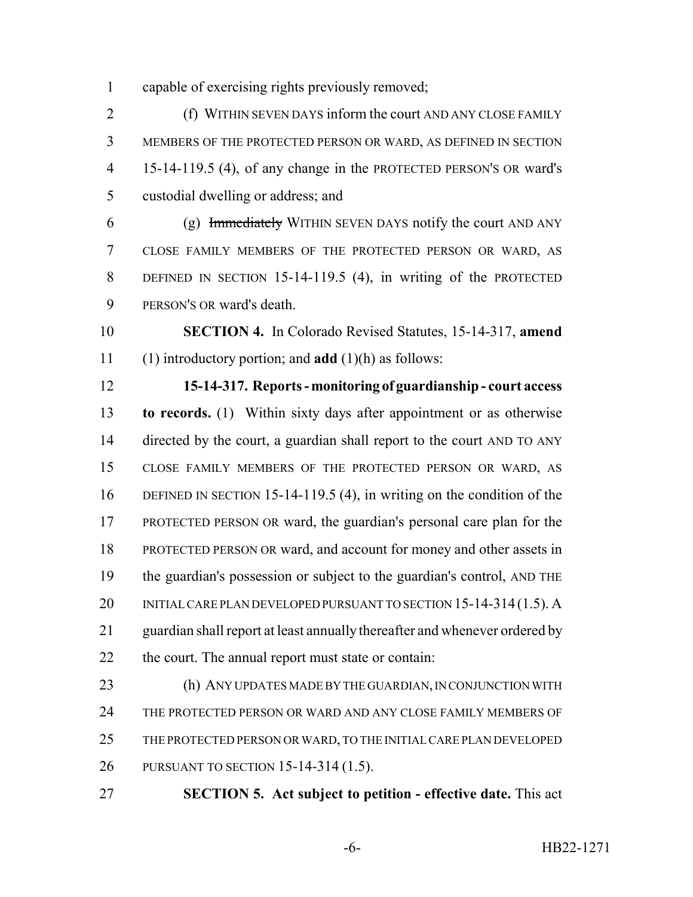capable of exercising rights previously removed;

(f) WITHIN SEVEN DAYS inform the court AND ANY CLOSE FAMILY MEMBERS OF THE PROTECTED PERSON OR WARD, AS DEFINED IN SECTION 15-14-119.5 (4), of any change in the PROTECTED PERSON'S OR ward's custodial dwelling or address; and

(g) ~~Immediately~~ WITHIN SEVEN DAYS notify the court AND ANY CLOSE FAMILY MEMBERS OF THE PROTECTED PERSON OR WARD, AS DEFINED IN SECTION 15-14-119.5 (4), in writing of the PROTECTED PERSON'S OR ward's death.

**SECTION 4.** In Colorado Revised Statutes, 15-14-317, **amend** (1) introductory portion; and **add** (1)(h) as follows:

**15-14-317. Reports - monitoring of guardianship - court access to records.** (1) Within sixty days after appointment or as otherwise directed by the court, a guardian shall report to the court AND TO ANY CLOSE FAMILY MEMBERS OF THE PROTECTED PERSON OR WARD, AS DEFINED IN SECTION 15-14-119.5 (4), in writing on the condition of the PROTECTED PERSON OR ward, the guardian's personal care plan for the PROTECTED PERSON OR ward, and account for money and other assets in the guardian's possession or subject to the guardian's control, AND THE INITIAL CARE PLAN DEVELOPED PURSUANT TO SECTION 15-14-314 (1.5). A guardian shall report at least annually thereafter and whenever ordered by the court. The annual report must state or contain:

(h) ANY UPDATES MADE BY THE GUARDIAN, IN CONJUNCTION WITH THE PROTECTED PERSON OR WARD AND ANY CLOSE FAMILY MEMBERS OF THE PROTECTED PERSON OR WARD, TO THE INITIAL CARE PLAN DEVELOPED PURSUANT TO SECTION 15-14-314 (1.5).

**SECTION 5. Act subject to petition - effective date.** This act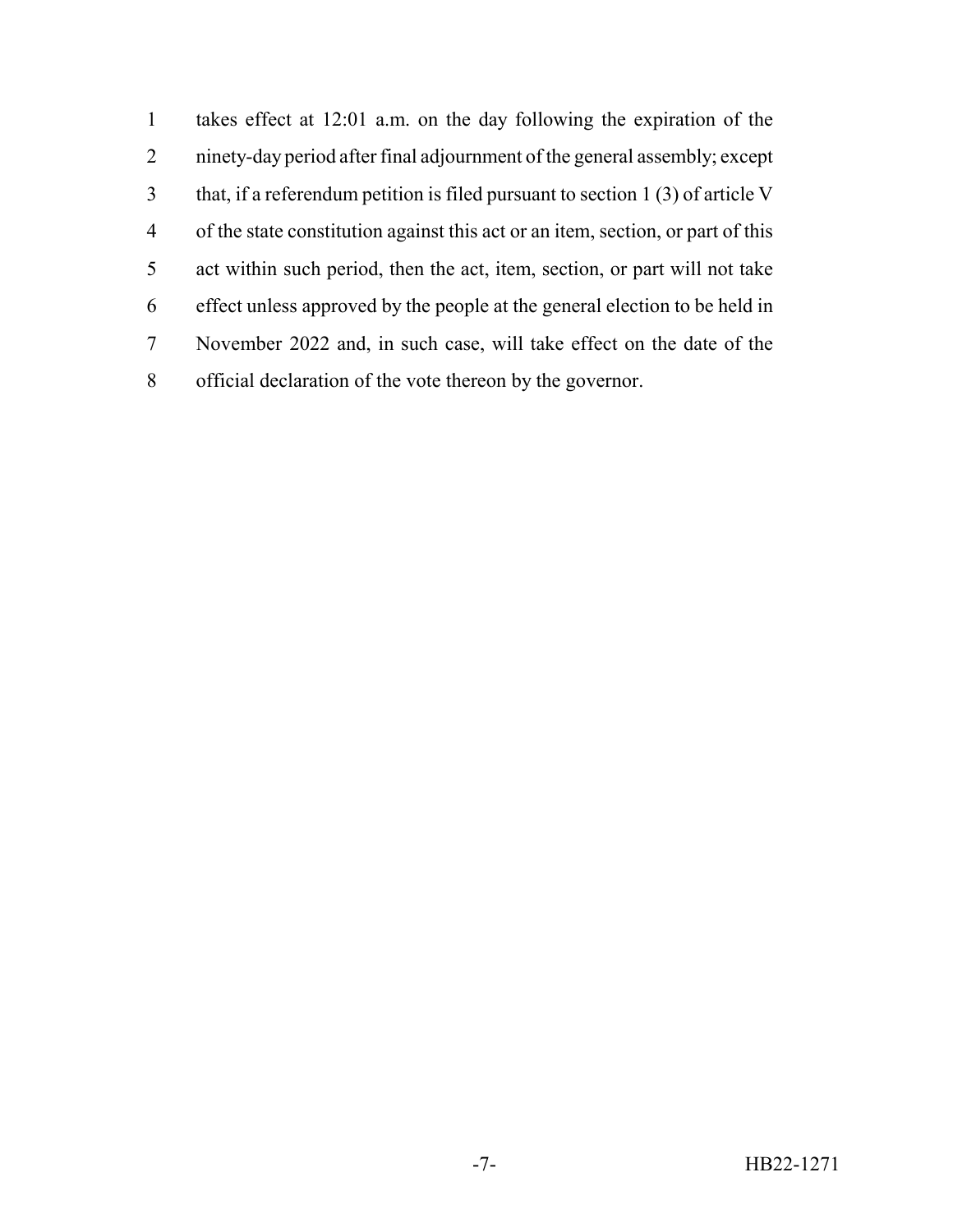takes effect at 12:01 a.m. on the day following the expiration of the ninety-day period after final adjournment of the general assembly; except that, if a referendum petition is filed pursuant to section 1 (3) of article V of the state constitution against this act or an item, section, or part of this act within such period, then the act, item, section, or part will not take effect unless approved by the people at the general election to be held in November 2022 and, in such case, will take effect on the date of the official declaration of the vote thereon by the governor.